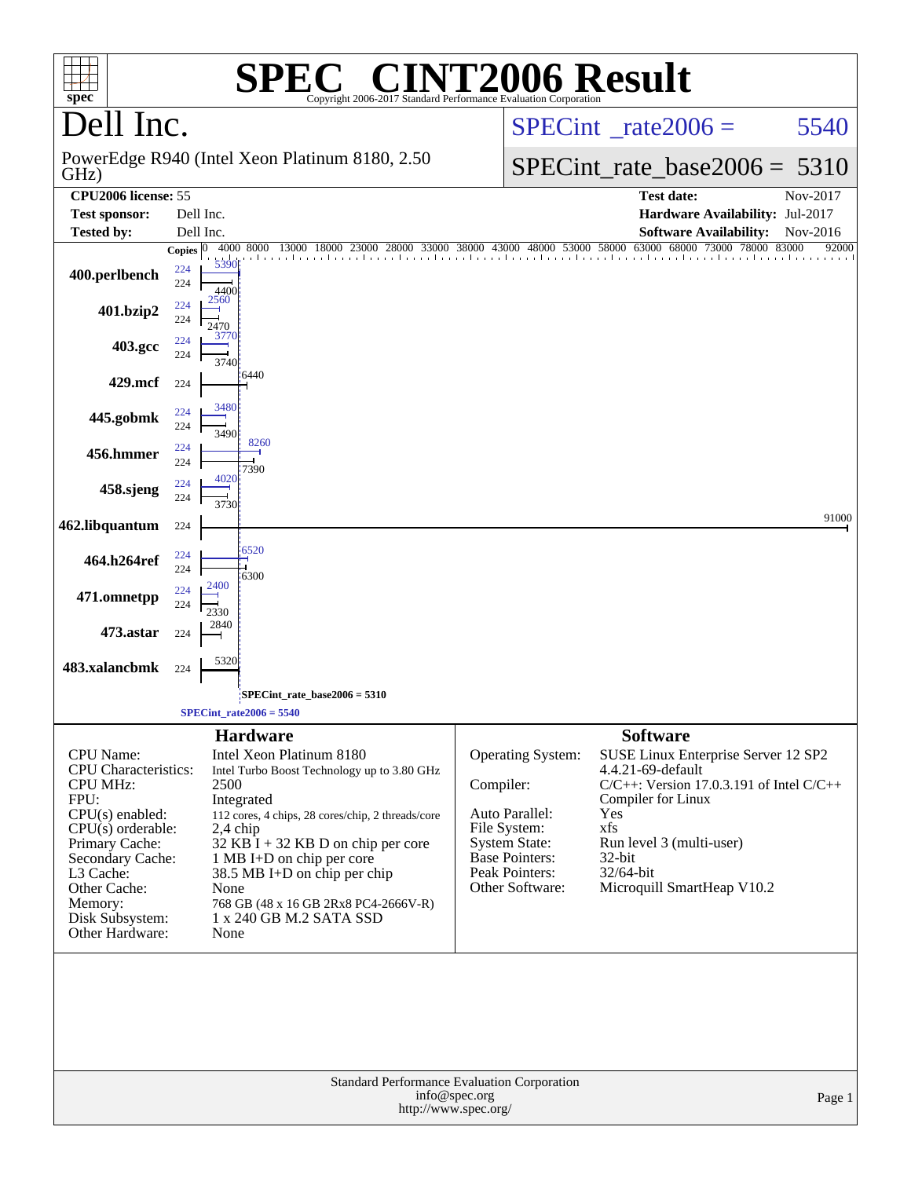# SPEC CINT2006 Result

Copyright 2006-2017 Standard Performance Evaluation Corporation

## Dell Inc.

PowerEdge R940 (Intel Xeon Platinum 8180, 2.50 GHz)

SPECint_rate2006 = 5540

SPECint_rate_base2006 = 5310

| | | | |
|---|---|---|---|
| **CPU2006 license:** | 55 | **Test date:** | Nov-2017 |
| **Test sponsor:** | Dell Inc. | **Hardware Availability:** | Jul-2017 |
| **Tested by:** | Dell Inc. | **Software Availability:** | Nov-2016 |

| Benchmark | Copies | Peak | Base |
|---|---|---|---|
| 400.perlbench | 224 | 5390 | 4400 |
| 401.bzip2 | 224 | 2560 | 2470 |
| 403.gcc | 224 | 3770 | 3740 |
| 429.mcf | 224 | | 6440 |
| 445.gobmk | 224 | 3480 | 3490 |
| 456.hmmer | 224 | 8260 | 7390 |
| 458.sjeng | 224 | 4020 | 3730 |
| 462.libquantum | 224 | | 91000 |
| 464.h264ref | 224 | 6520 | 6300 |
| 471.omnetpp | 224 | 2400 | 2330 |
| 473.astar | 224 | | 2840 |
| 483.xalancbmk | 224 | | 5320 |

SPECint_rate_base2006 = 5310

SPECint_rate2006 = 5540

## Hardware

| | |
|---|---|
| CPU Name: | Intel Xeon Platinum 8180 |
| CPU Characteristics: | Intel Turbo Boost Technology up to 3.80 GHz |
| CPU MHz: | 2500 |
| FPU: | Integrated |
| CPU(s) enabled: | 112 cores, 4 chips, 28 cores/chip, 2 threads/core |
| CPU(s) orderable: | 2,4 chip |
| Primary Cache: | 32 KB I + 32 KB D on chip per core |
| Secondary Cache: | 1 MB I+D on chip per core |
| L3 Cache: | 38.5 MB I+D on chip per chip |
| Other Cache: | None |
| Memory: | 768 GB (48 x 16 GB 2Rx8 PC4-2666V-R) |
| Disk Subsystem: | 1 x 240 GB M.2 SATA SSD |
| Other Hardware: | None |

## Software

| | |
|---|---|
| Operating System: | SUSE Linux Enterprise Server 12 SP2 4.4.21-69-default |
| Compiler: | C/C++: Version 17.0.3.191 of Intel C/C++ Compiler for Linux |
| Auto Parallel: | Yes |
| File System: | xfs |
| System State: | Run level 3 (multi-user) |
| Base Pointers: | 32-bit |
| Peak Pointers: | 32/64-bit |
| Other Software: | Microquill SmartHeap V10.2 |

Standard Performance Evaluation Corporation
info@spec.org
http://www.spec.org/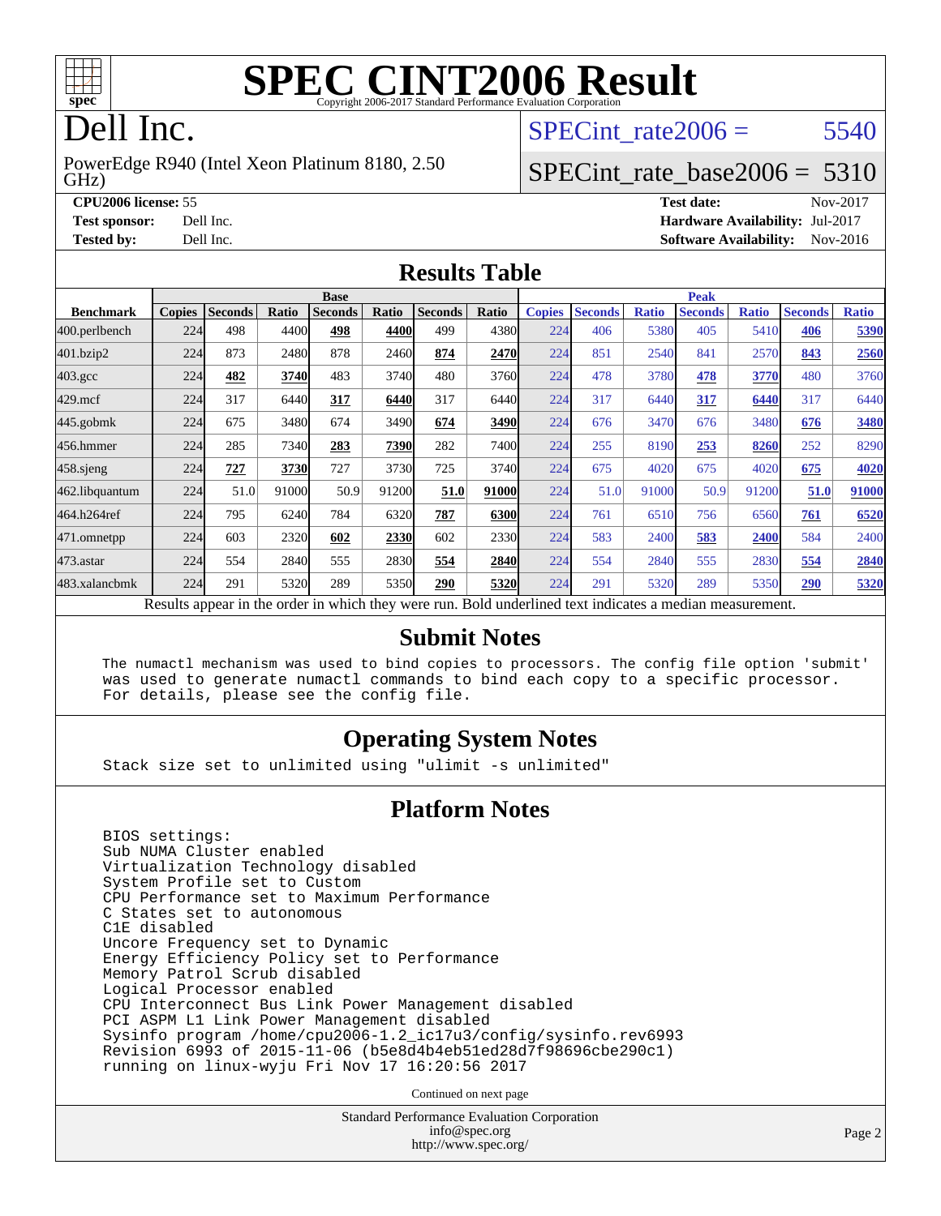# SPEC CINT2006 Result

Copyright 2006-2017 Standard Performance Evaluation Corporation

# Dell Inc.

PowerEdge R940 (Intel Xeon Platinum 8180, 2.50 GHz)

SPECint_rate2006 = 5540

SPECint_rate_base2006 = 5310

**CPU2006 license:** 55
**Test sponsor:** Dell Inc.
**Tested by:** Dell Inc.

**Test date:** Nov-2017
**Hardware Availability:** Jul-2017
**Software Availability:** Nov-2016

## Results Table

| | Base | | | | | | | Peak | | | | | | |
|---|---|---|---|---|---|---|---|---|---|---|---|---|---|---|
| **Benchmark** | **Copies** | **Seconds** | **Ratio** | **Seconds** | **Ratio** | **Seconds** | **Ratio** | **Copies** | **Seconds** | **Ratio** | **Seconds** | **Ratio** | **Seconds** | **Ratio** |
| 400.perlbench | 224 | 498 | 4400 | **498** | **4400** | 499 | 4380 | 224 | 406 | 5380 | 405 | 5410 | **406** | **5390** |
| 401.bzip2 | 224 | 873 | 2480 | 878 | 2460 | **874** | **2470** | 224 | 851 | 2540 | 841 | 2570 | **843** | **2560** |
| 403.gcc | 224 | **482** | **3740** | 483 | 3740 | 480 | 3760 | 224 | 478 | 3780 | **478** | **3770** | 480 | 3760 |
| 429.mcf | 224 | 317 | 6440 | **317** | **6440** | 317 | 6440 | 224 | 317 | 6440 | **317** | **6440** | 317 | 6440 |
| 445.gobmk | 224 | 675 | 3480 | 674 | 3490 | **674** | **3490** | 224 | 676 | 3470 | 676 | 3480 | **676** | **3480** |
| 456.hmmer | 224 | 285 | 7340 | **283** | **7390** | 282 | 7400 | 224 | 255 | 8190 | **253** | **8260** | 252 | 8290 |
| 458.sjeng | 224 | **727** | **3730** | 727 | 3730 | 725 | 3740 | 224 | 675 | 4020 | 675 | 4020 | **675** | **4020** |
| 462.libquantum | 224 | 51.0 | 91000 | 50.9 | 91200 | **51.0** | **91000** | 224 | 51.0 | 91000 | 50.9 | 91200 | **51.0** | **91000** |
| 464.h264ref | 224 | 795 | 6240 | 784 | 6320 | **787** | **6300** | 224 | 761 | 6510 | 756 | 6560 | **761** | **6520** |
| 471.omnetpp | 224 | 603 | 2320 | **602** | **2330** | 602 | 2330 | 224 | 583 | 2400 | **583** | **2400** | 584 | 2400 |
| 473.astar | 224 | 554 | 2840 | 555 | 2830 | **554** | **2840** | 224 | 554 | 2840 | 555 | 2830 | **554** | **2840** |
| 483.xalancbmk | 224 | 291 | 5320 | 289 | 5350 | **290** | **5320** | 224 | 291 | 5320 | 289 | 5350 | **290** | **5320** |

Results appear in the order in which they were run. Bold underlined text indicates a median measurement.

## Submit Notes

```
The numactl mechanism was used to bind copies to processors. The config file option 'submit'
was used to generate numactl commands to bind each copy to a specific processor.
For details, please see the config file.
```

## Operating System Notes

```
Stack size set to unlimited using "ulimit -s unlimited"
```

## Platform Notes

```
BIOS settings:
Sub NUMA Cluster enabled
Virtualization Technology disabled
System Profile set to Custom
CPU Performance set to Maximum Performance
C States set to autonomous
C1E disabled
Uncore Frequency set to Dynamic
Energy Efficiency Policy set to Performance
Memory Patrol Scrub disabled
Logical Processor enabled
CPU Interconnect Bus Link Power Management disabled
PCI ASPM L1 Link Power Management disabled
Sysinfo program /home/cpu2006-1.2_ic17u3/config/sysinfo.rev6993
Revision 6993 of 2015-11-06 (b5e8d4b4eb51ed28d7f98696cbe290c1)
running on linux-wyju Fri Nov 17 16:20:56 2017
```

Continued on next page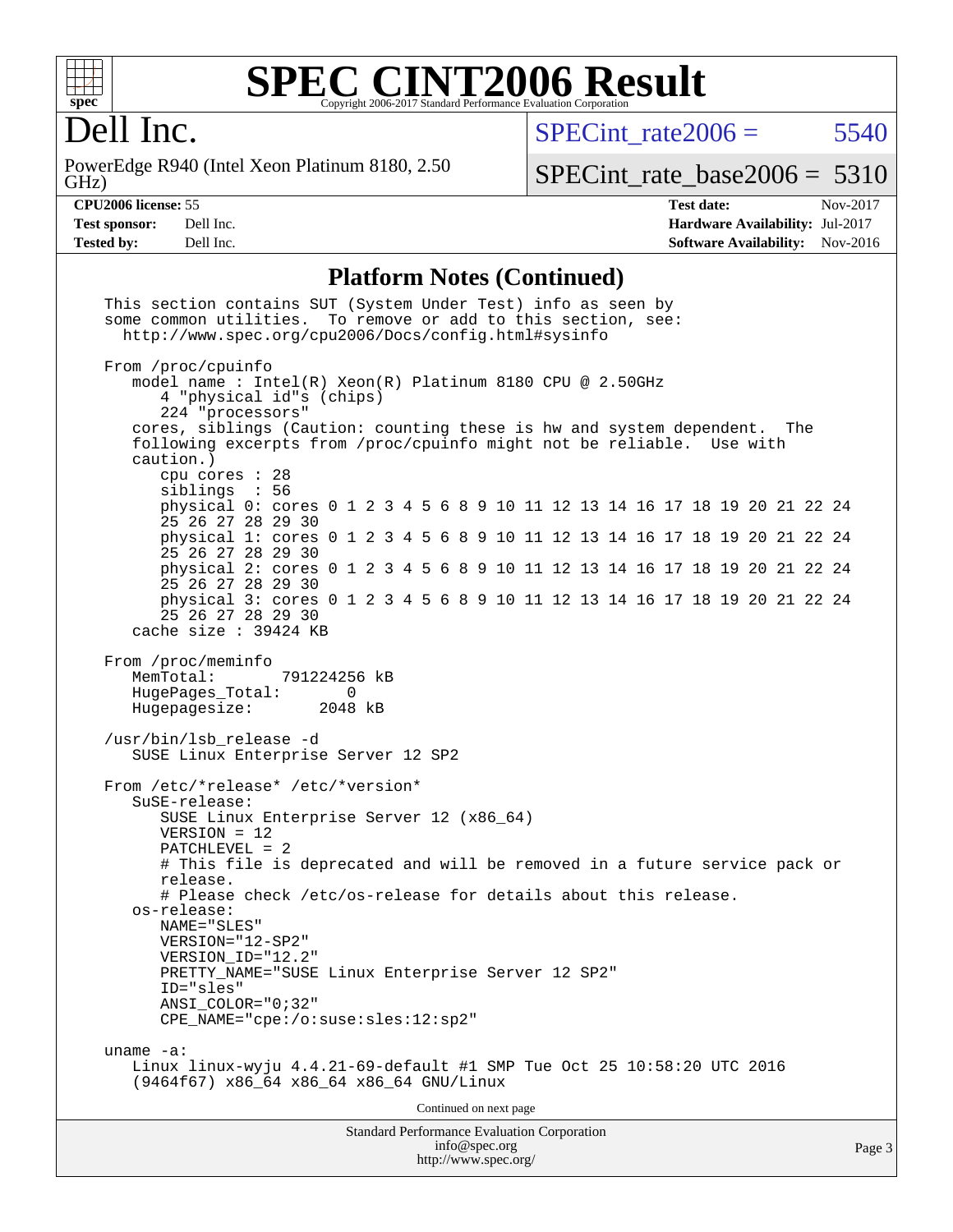# SPEC CINT2006 Result

Copyright 2006-2017 Standard Performance Evaluation Corporation

## Dell Inc.

PowerEdge R940 (Intel Xeon Platinum 8180, 2.50 GHz)

SPECint_rate2006 = 5540

SPECint_rate_base2006 = 5310

**CPU2006 license:** 55
**Test sponsor:** Dell Inc.
**Tested by:** Dell Inc.

**Test date:** Nov-2017
**Hardware Availability:** Jul-2017
**Software Availability:** Nov-2016

### Platform Notes (Continued)

```
This section contains SUT (System Under Test) info as seen by
some common utilities.  To remove or add to this section, see:
  http://www.spec.org/cpu2006/Docs/config.html#sysinfo

From /proc/cpuinfo
   model name : Intel(R) Xeon(R) Platinum 8180 CPU @ 2.50GHz
      4 "physical id"s (chips)
      224 "processors"
   cores, siblings (Caution: counting these is hw and system dependent.  The
   following excerpts from /proc/cpuinfo might not be reliable.  Use with
   caution.)
      cpu cores : 28
      siblings  : 56
      physical 0: cores 0 1 2 3 4 5 6 8 9 10 11 12 13 14 16 17 18 19 20 21 22 24
      25 26 27 28 29 30
      physical 1: cores 0 1 2 3 4 5 6 8 9 10 11 12 13 14 16 17 18 19 20 21 22 24
      25 26 27 28 29 30
      physical 2: cores 0 1 2 3 4 5 6 8 9 10 11 12 13 14 16 17 18 19 20 21 22 24
      25 26 27 28 29 30
      physical 3: cores 0 1 2 3 4 5 6 8 9 10 11 12 13 14 16 17 18 19 20 21 22 24
      25 26 27 28 29 30
   cache size : 39424 KB

From /proc/meminfo
   MemTotal:       791224256 kB
   HugePages_Total:       0
   Hugepagesize:       2048 kB

/usr/bin/lsb_release -d
   SUSE Linux Enterprise Server 12 SP2

From /etc/*release* /etc/*version*
   SuSE-release:
      SUSE Linux Enterprise Server 12 (x86_64)
      VERSION = 12
      PATCHLEVEL = 2
      # This file is deprecated and will be removed in a future service pack or
      release.
      # Please check /etc/os-release for details about this release.
   os-release:
      NAME="SLES"
      VERSION="12-SP2"
      VERSION_ID="12.2"
      PRETTY_NAME="SUSE Linux Enterprise Server 12 SP2"
      ID="sles"
      ANSI_COLOR="0;32"
      CPE_NAME="cpe:/o:suse:sles:12:sp2"

uname -a:
   Linux linux-wyju 4.4.21-69-default #1 SMP Tue Oct 25 10:58:20 UTC 2016
   (9464f67) x86_64 x86_64 x86_64 GNU/Linux
```

Continued on next page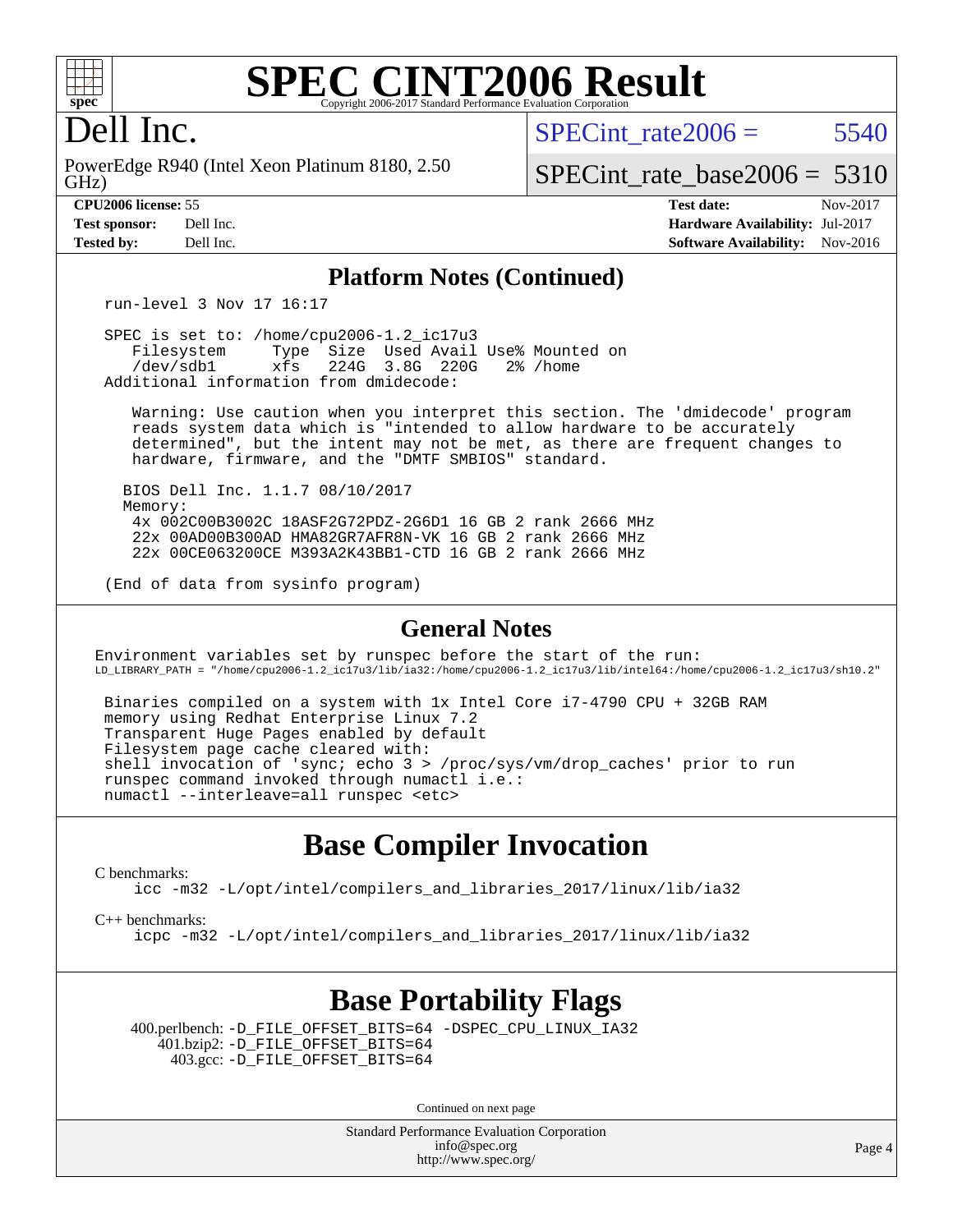# SPEC CINT2006 Result

Copyright 2006-2017 Standard Performance Evaluation Corporation

## Dell Inc.

PowerEdge R940 (Intel Xeon Platinum 8180, 2.50 GHz)

SPECint_rate2006 = 5540

SPECint_rate_base2006 = 5310

**CPU2006 license:** 55
**Test sponsor:** Dell Inc.
**Tested by:** Dell Inc.

**Test date:** Nov-2017
**Hardware Availability:** Jul-2017
**Software Availability:** Nov-2016

## Platform Notes (Continued)

```
run-level 3 Nov 17 16:17

SPEC is set to: /home/cpu2006-1.2_ic17u3
   Filesystem     Type  Size  Used Avail Use% Mounted on
   /dev/sdb1      xfs   224G  3.8G  220G   2% /home
Additional information from dmidecode:

   Warning: Use caution when you interpret this section. The 'dmidecode' program
   reads system data which is "intended to allow hardware to be accurately
   determined", but the intent may not be met, as there are frequent changes to
   hardware, firmware, and the "DMTF SMBIOS" standard.

  BIOS Dell Inc. 1.1.7 08/10/2017
  Memory:
   4x 002C00B3002C 18ASF2G72PDZ-2G6D1 16 GB 2 rank 2666 MHz
   22x 00AD00B300AD HMA82GR7AFR8N-VK 16 GB 2 rank 2666 MHz
   22x 00CE063200CE M393A2K43BB1-CTD 16 GB 2 rank 2666 MHz

(End of data from sysinfo program)
```

## General Notes

```
Environment variables set by runspec before the start of the run:
LD_LIBRARY_PATH = "/home/cpu2006-1.2_ic17u3/lib/ia32:/home/cpu2006-1.2_ic17u3/lib/intel64:/home/cpu2006-1.2_ic17u3/sh10.2"

 Binaries compiled on a system with 1x Intel Core i7-4790 CPU + 32GB RAM
 memory using Redhat Enterprise Linux 7.2
 Transparent Huge Pages enabled by default
 Filesystem page cache cleared with:
 shell invocation of 'sync; echo 3 > /proc/sys/vm/drop_caches' prior to run
 runspec command invoked through numactl i.e.:
 numactl --interleave=all runspec <etc>
```

## Base Compiler Invocation

C benchmarks:
```
icc -m32 -L/opt/intel/compilers_and_libraries_2017/linux/lib/ia32
```

C++ benchmarks:
```
icpc -m32 -L/opt/intel/compilers_and_libraries_2017/linux/lib/ia32
```

## Base Portability Flags

400.perlbench: -D_FILE_OFFSET_BITS=64 -DSPEC_CPU_LINUX_IA32
401.bzip2: -D_FILE_OFFSET_BITS=64
403.gcc: -D_FILE_OFFSET_BITS=64

Continued on next page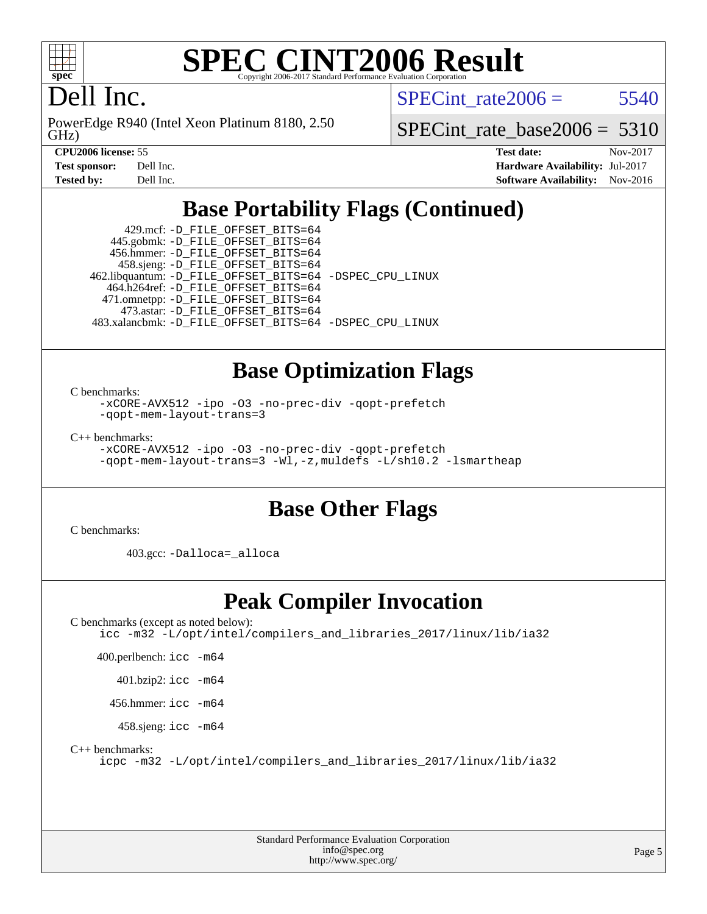# SPEC CINT2006 Result

Copyright 2006-2017 Standard Performance Evaluation Corporation

## Dell Inc.

PowerEdge R940 (Intel Xeon Platinum 8180, 2.50 GHz)

SPECint_rate2006 = 5540

SPECint_rate_base2006 = 5310

| | | | |
|---|---|---|---|
| **CPU2006 license:** 55 | | **Test date:** | Nov-2017 |
| **Test sponsor:** | Dell Inc. | **Hardware Availability:** | Jul-2017 |
| **Tested by:** | Dell Inc. | **Software Availability:** | Nov-2016 |

## Base Portability Flags (Continued)

429.mcf: -D_FILE_OFFSET_BITS=64
445.gobmk: -D_FILE_OFFSET_BITS=64
456.hmmer: -D_FILE_OFFSET_BITS=64
458.sjeng: -D_FILE_OFFSET_BITS=64
462.libquantum: -D_FILE_OFFSET_BITS=64 -DSPEC_CPU_LINUX
464.h264ref: -D_FILE_OFFSET_BITS=64
471.omnetpp: -D_FILE_OFFSET_BITS=64
473.astar: -D_FILE_OFFSET_BITS=64
483.xalancbmk: -D_FILE_OFFSET_BITS=64 -DSPEC_CPU_LINUX

## Base Optimization Flags

C benchmarks:
-xCORE-AVX512 -ipo -O3 -no-prec-div -qopt-prefetch -qopt-mem-layout-trans=3

C++ benchmarks:
-xCORE-AVX512 -ipo -O3 -no-prec-div -qopt-prefetch -qopt-mem-layout-trans=3 -Wl,-z,muldefs -L/sh10.2 -lsmartheap

## Base Other Flags

C benchmarks:

403.gcc: -Dalloca=_alloca

## Peak Compiler Invocation

C benchmarks (except as noted below):
icc -m32 -L/opt/intel/compilers_and_libraries_2017/linux/lib/ia32

400.perlbench: icc -m64

401.bzip2: icc -m64

456.hmmer: icc -m64

458.sjeng: icc -m64

C++ benchmarks:
icpc -m32 -L/opt/intel/compilers_and_libraries_2017/linux/lib/ia32

Standard Performance Evaluation Corporation
info@spec.org
http://www.spec.org/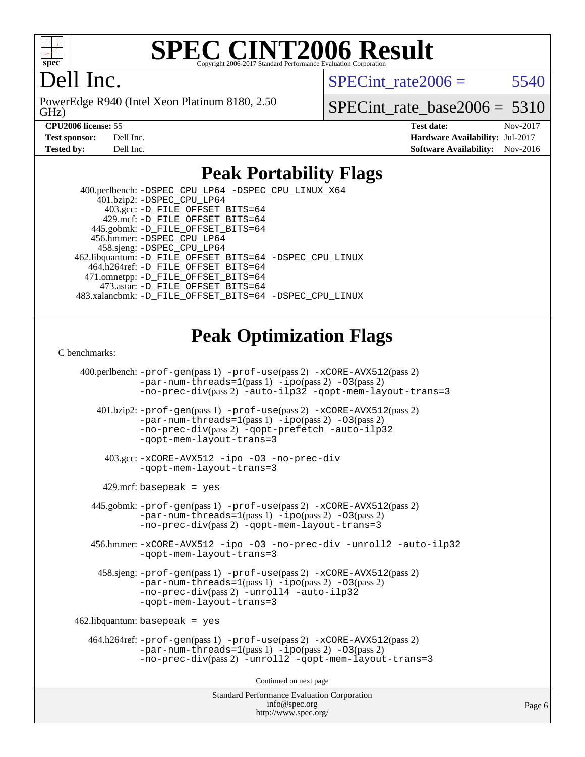# SPEC CINT2006 Result

Copyright 2006-2017 Standard Performance Evaluation Corporation

# Dell Inc.

PowerEdge R940 (Intel Xeon Platinum 8180, 2.50 GHz)

SPECint_rate2006 = 5540

SPECint_rate_base2006 = 5310

**CPU2006 license:** 55
**Test sponsor:** Dell Inc.
**Tested by:** Dell Inc.

**Test date:** Nov-2017
**Hardware Availability:** Jul-2017
**Software Availability:** Nov-2016

## Peak Portability Flags

400.perlbench: -DSPEC_CPU_LP64 -DSPEC_CPU_LINUX_X64
401.bzip2: -DSPEC_CPU_LP64
403.gcc: -D_FILE_OFFSET_BITS=64
429.mcf: -D_FILE_OFFSET_BITS=64
445.gobmk: -D_FILE_OFFSET_BITS=64
456.hmmer: -DSPEC_CPU_LP64
458.sjeng: -DSPEC_CPU_LP64
462.libquantum: -D_FILE_OFFSET_BITS=64 -DSPEC_CPU_LINUX
464.h264ref: -D_FILE_OFFSET_BITS=64
471.omnetpp: -D_FILE_OFFSET_BITS=64
473.astar: -D_FILE_OFFSET_BITS=64
483.xalancbmk: -D_FILE_OFFSET_BITS=64 -DSPEC_CPU_LINUX

## Peak Optimization Flags

C benchmarks:

400.perlbench: -prof-gen(pass 1) -prof-use(pass 2) -xCORE-AVX512(pass 2) -par-num-threads=1(pass 1) -ipo(pass 2) -O3(pass 2) -no-prec-div(pass 2) -auto-ilp32 -qopt-mem-layout-trans=3

401.bzip2: -prof-gen(pass 1) -prof-use(pass 2) -xCORE-AVX512(pass 2) -par-num-threads=1(pass 1) -ipo(pass 2) -O3(pass 2) -no-prec-div(pass 2) -qopt-prefetch -auto-ilp32 -qopt-mem-layout-trans=3

403.gcc: -xCORE-AVX512 -ipo -O3 -no-prec-div -qopt-mem-layout-trans=3

429.mcf: basepeak = yes

445.gobmk: -prof-gen(pass 1) -prof-use(pass 2) -xCORE-AVX512(pass 2) -par-num-threads=1(pass 1) -ipo(pass 2) -O3(pass 2) -no-prec-div(pass 2) -qopt-mem-layout-trans=3

456.hmmer: -xCORE-AVX512 -ipo -O3 -no-prec-div -unroll2 -auto-ilp32 -qopt-mem-layout-trans=3

458.sjeng: -prof-gen(pass 1) -prof-use(pass 2) -xCORE-AVX512(pass 2) -par-num-threads=1(pass 1) -ipo(pass 2) -O3(pass 2) -no-prec-div(pass 2) -unroll4 -auto-ilp32 -qopt-mem-layout-trans=3

462.libquantum: basepeak = yes

464.h264ref: -prof-gen(pass 1) -prof-use(pass 2) -xCORE-AVX512(pass 2) -par-num-threads=1(pass 1) -ipo(pass 2) -O3(pass 2) -no-prec-div(pass 2) -unroll2 -qopt-mem-layout-trans=3

Continued on next page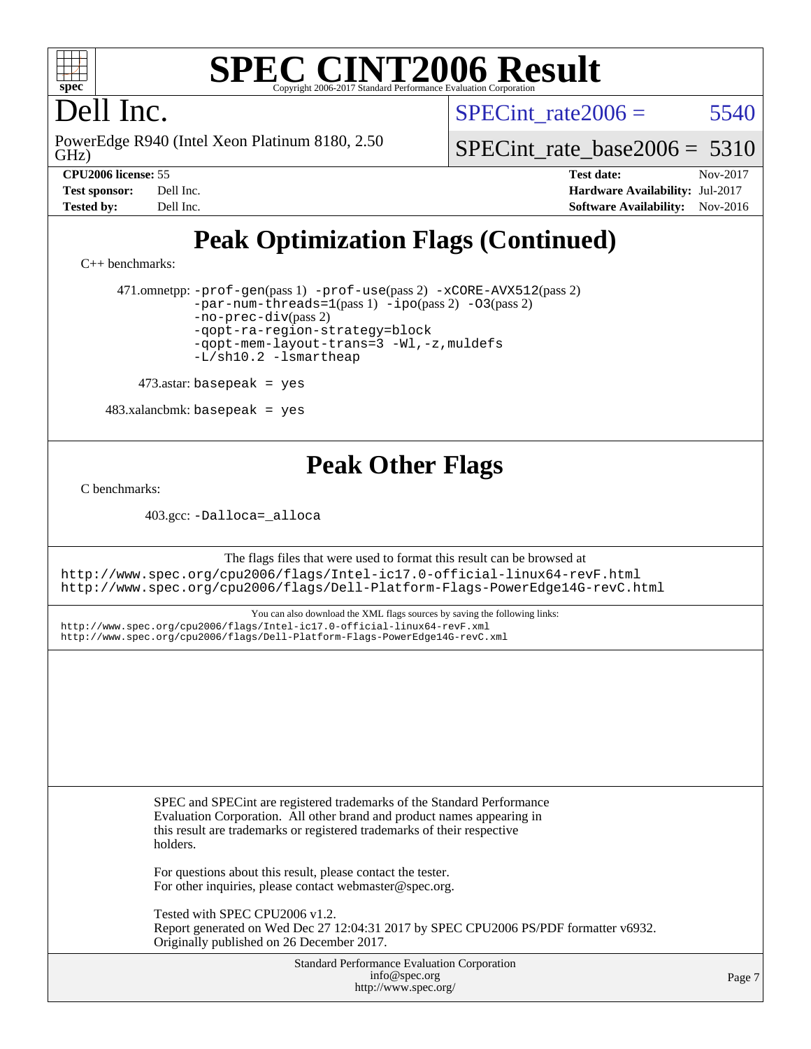# SPEC CINT2006 Result

Copyright 2006-2017 Standard Performance Evaluation Corporation

# Dell Inc.

PowerEdge R940 (Intel Xeon Platinum 8180, 2.50 GHz)

SPECint_rate2006 = 5540

SPECint_rate_base2006 = 5310

| | | | |
|---|---|---|---|
| **CPU2006 license:** 55 | | **Test date:** | Nov-2017 |
| **Test sponsor:** | Dell Inc. | **Hardware Availability:** | Jul-2017 |
| **Tested by:** | Dell Inc. | **Software Availability:** | Nov-2016 |

## Peak Optimization Flags (Continued)

C++ benchmarks:

471.omnetpp: `-prof-gen`(pass 1) `-prof-use`(pass 2) `-xCORE-AVX512`(pass 2) `-par-num-threads=1`(pass 1) `-ipo`(pass 2) `-O3`(pass 2) `-no-prec-div`(pass 2) `-qopt-ra-region-strategy=block` `-qopt-mem-layout-trans=3` `-Wl,-z,muldefs` `-L/sh10.2` `-lsmartheap`

473.astar: `basepeak = yes`

483.xalancbmk: `basepeak = yes`

## Peak Other Flags

C benchmarks:

403.gcc: `-Dalloca=_alloca`

The flags files that were used to format this result can be browsed at
http://www.spec.org/cpu2006/flags/Intel-ic17.0-official-linux64-revF.html
http://www.spec.org/cpu2006/flags/Dell-Platform-Flags-PowerEdge14G-revC.html

You can also download the XML flags sources by saving the following links:
http://www.spec.org/cpu2006/flags/Intel-ic17.0-official-linux64-revF.xml
http://www.spec.org/cpu2006/flags/Dell-Platform-Flags-PowerEdge14G-revC.xml

SPEC and SPECint are registered trademarks of the Standard Performance Evaluation Corporation. All other brand and product names appearing in this result are trademarks or registered trademarks of their respective holders.

For questions about this result, please contact the tester.
For other inquiries, please contact webmaster@spec.org.

Tested with SPEC CPU2006 v1.2.
Report generated on Wed Dec 27 12:04:31 2017 by SPEC CPU2006 PS/PDF formatter v6932.
Originally published on 26 December 2017.

Standard Performance Evaluation Corporation
info@spec.org
http://www.spec.org/